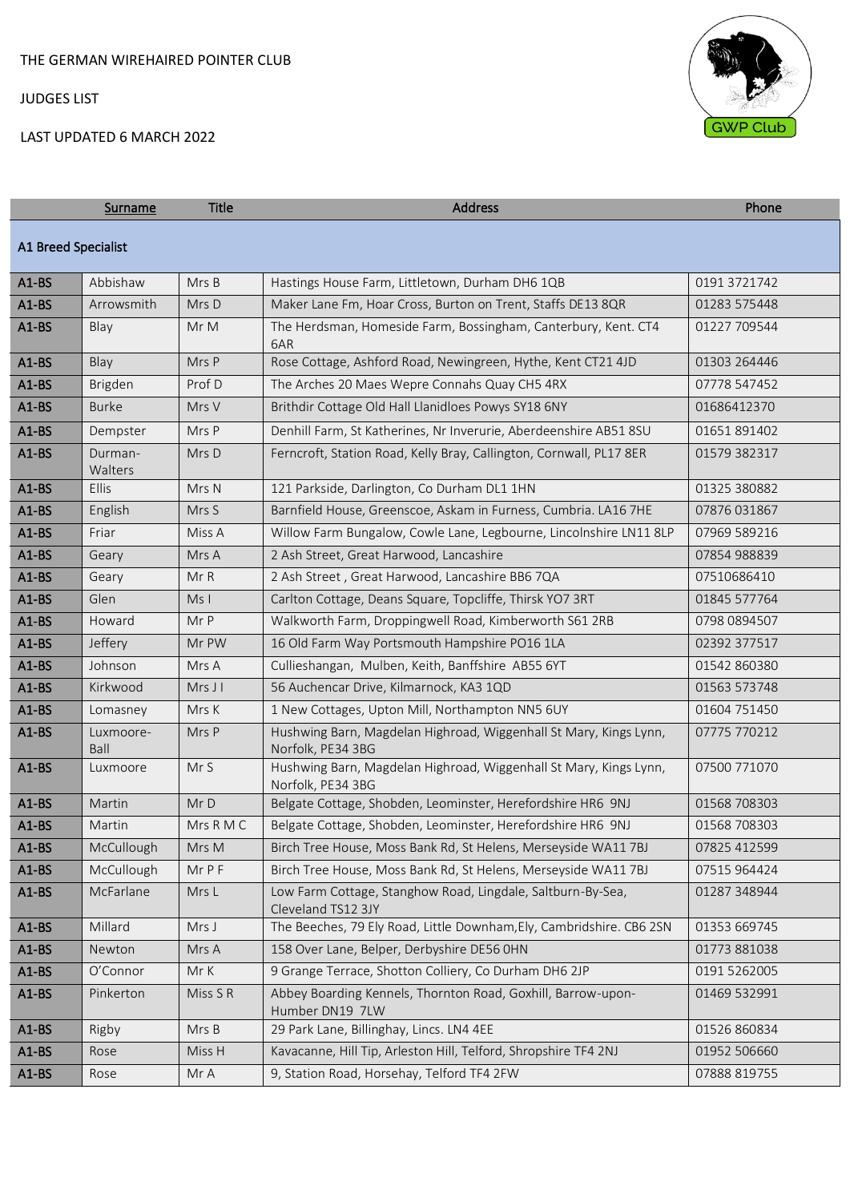THE GERMAN WIREHAIRED POINTER CLUB

JUDGES LIST

LAST UPDATED 6 MARCH 2022

| | Surname | Title | Address | Phone |
|---|---|---|---|---|
| **A1 Breed Specialist** | | | | |
| A1-BS | Abbishaw | Mrs B | Hastings House Farm, Littletown, Durham DH6 1QB | 0191 3721742 |
| A1-BS | Arrowsmith | Mrs D | Maker Lane Fm, Hoar Cross, Burton on Trent, Staffs DE13 8QR | 01283 575448 |
| A1-BS | Blay | Mr M | The Herdsman, Homeside Farm, Bossingham, Canterbury, Kent. CT4 6AR | 01227 709544 |
| A1-BS | Blay | Mrs P | Rose Cottage, Ashford Road, Newingreen, Hythe, Kent CT21 4JD | 01303 264446 |
| A1-BS | Brigden | Prof D | The Arches 20 Maes Wepre Connahs Quay CH5 4RX | 07778 547452 |
| A1-BS | Burke | Mrs V | Brithdir Cottage Old Hall Llanidloes Powys SY18 6NY | 01686412370 |
| A1-BS | Dempster | Mrs P | Denhill Farm, St Katherines, Nr Inverurie, Aberdeenshire AB51 8SU | 01651 891402 |
| A1-BS | Durman-Walters | Mrs D | Ferncroft, Station Road, Kelly Bray, Callington, Cornwall, PL17 8ER | 01579 382317 |
| A1-BS | Ellis | Mrs N | 121 Parkside, Darlington, Co Durham DL1 1HN | 01325 380882 |
| A1-BS | English | Mrs S | Barnfield House, Greenscoe, Askam in Furness, Cumbria. LA16 7HE | 07876 031867 |
| A1-BS | Friar | Miss A | Willow Farm Bungalow, Cowle Lane, Legbourne, Lincolnshire LN11 8LP | 07969 589216 |
| A1-BS | Geary | Mrs A | 2 Ash Street, Great Harwood, Lancashire | 07854 988839 |
| A1-BS | Geary | Mr R | 2 Ash Street , Great Harwood, Lancashire BB6 7QA | 07510686410 |
| A1-BS | Glen | Ms I | Carlton Cottage, Deans Square, Topcliffe, Thirsk YO7 3RT | 01845 577764 |
| A1-BS | Howard | Mr P | Walkworth Farm, Droppingwell Road, Kimberworth S61 2RB | 0798 0894507 |
| A1-BS | Jeffery | Mr PW | 16 Old Farm Way Portsmouth Hampshire PO16 1LA | 02392 377517 |
| A1-BS | Johnson | Mrs A | Cullieshangan, Mulben, Keith, Banffshire AB55 6YT | 01542 860380 |
| A1-BS | Kirkwood | Mrs J I | 56 Auchencar Drive, Kilmarnock, KA3 1QD | 01563 573748 |
| A1-BS | Lomasney | Mrs K | 1 New Cottages, Upton Mill, Northampton NN5 6UY | 01604 751450 |
| A1-BS | Luxmoore-Ball | Mrs P | Hushwing Barn, Magdelan Highroad, Wiggenhall St Mary, Kings Lynn, Norfolk, PE34 3BG | 07775 770212 |
| A1-BS | Luxmoore | Mr S | Hushwing Barn, Magdelan Highroad, Wiggenhall St Mary, Kings Lynn, Norfolk, PE34 3BG | 07500 771070 |
| A1-BS | Martin | Mr D | Belgate Cottage, Shobden, Leominster, Herefordshire HR6 9NJ | 01568 708303 |
| A1-BS | Martin | Mrs R M C | Belgate Cottage, Shobden, Leominster, Herefordshire HR6 9NJ | 01568 708303 |
| A1-BS | McCullough | Mrs M | Birch Tree House, Moss Bank Rd, St Helens, Merseyside WA11 7BJ | 07825 412599 |
| A1-BS | McCullough | Mr P F | Birch Tree House, Moss Bank Rd, St Helens, Merseyside WA11 7BJ | 07515 964424 |
| A1-BS | McFarlane | Mrs L | Low Farm Cottage, Stanghow Road, Lingdale, Saltburn-By-Sea, Cleveland TS12 3JY | 01287 348944 |
| A1-BS | Millard | Mrs J | The Beeches, 79 Ely Road, Little Downham,Ely, Cambridshire. CB6 2SN | 01353 669745 |
| A1-BS | Newton | Mrs A | 158 Over Lane, Belper, Derbyshire DE56 0HN | 01773 881038 |
| A1-BS | O'Connor | Mr K | 9 Grange Terrace, Shotton Colliery, Co Durham DH6 2JP | 0191 5262005 |
| A1-BS | Pinkerton | Miss S R | Abbey Boarding Kennels, Thornton Road, Goxhill, Barrow-upon-Humber DN19 7LW | 01469 532991 |
| A1-BS | Rigby | Mrs B | 29 Park Lane, Billinghay, Lincs. LN4 4EE | 01526 860834 |
| A1-BS | Rose | Miss H | Kavacanne, Hill Tip, Arleston Hill, Telford, Shropshire TF4 2NJ | 01952 506660 |
| A1-BS | Rose | Mr A | 9, Station Road, Horsehay, Telford TF4 2FW | 07888 819755 |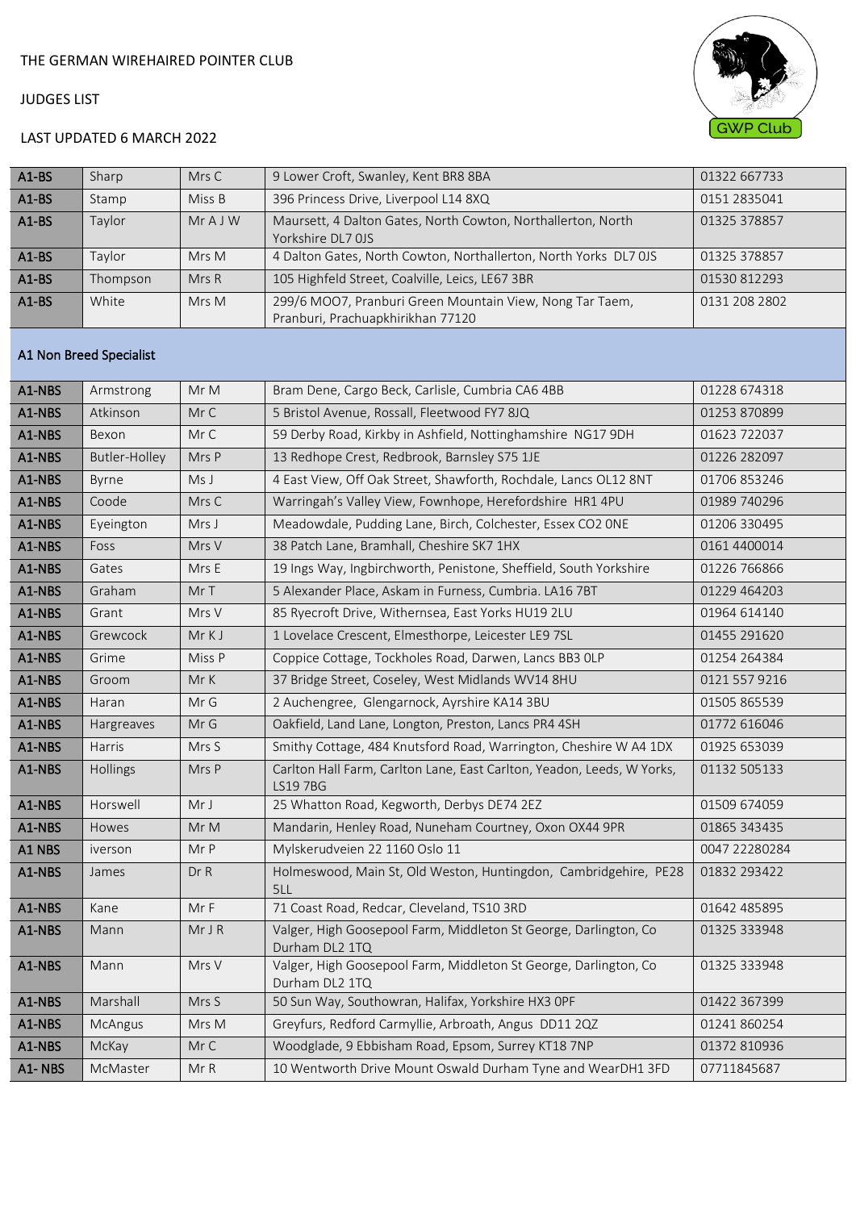THE GERMAN WIREHAIRED POINTER CLUB

JUDGES LIST

LAST UPDATED 6 MARCH 2022

| | | | | |
|---|---|---|---|---|
| A1-BS | Sharp | Mrs C | 9 Lower Croft, Swanley, Kent BR8 8BA | 01322 667733 |
| A1-BS | Stamp | Miss B | 396 Princess Drive, Liverpool L14 8XQ | 0151 2835041 |
| A1-BS | Taylor | Mr A J W | Maursett, 4 Dalton Gates, North Cowton, Northallerton, North Yorkshire DL7 0JS | 01325 378857 |
| A1-BS | Taylor | Mrs M | 4 Dalton Gates, North Cowton, Northallerton, North Yorks DL7 0JS | 01325 378857 |
| A1-BS | Thompson | Mrs R | 105 Highfeld Street, Coalville, Leics, LE67 3BR | 01530 812293 |
| A1-BS | White | Mrs M | 299/6 MOO7, Pranburi Green Mountain View, Nong Tar Taem, Pranburi, Prachuapkhirikhan 77120 | 0131 208 2802 |

## A1 Non Breed Specialist

| | | | | |
|---|---|---|---|---|
| A1-NBS | Armstrong | Mr M | Bram Dene, Cargo Beck, Carlisle, Cumbria CA6 4BB | 01228 674318 |
| A1-NBS | Atkinson | Mr C | 5 Bristol Avenue, Rossall, Fleetwood FY7 8JQ | 01253 870899 |
| A1-NBS | Bexon | Mr C | 59 Derby Road, Kirkby in Ashfield, Nottinghamshire NG17 9DH | 01623 722037 |
| A1-NBS | Butler-Holley | Mrs P | 13 Redhope Crest, Redbrook, Barnsley S75 1JE | 01226 282097 |
| A1-NBS | Byrne | Ms J | 4 East View, Off Oak Street, Shawforth, Rochdale, Lancs OL12 8NT | 01706 853246 |
| A1-NBS | Coode | Mrs C | Warringah's Valley View, Fownhope, Herefordshire HR1 4PU | 01989 740296 |
| A1-NBS | Eyeington | Mrs J | Meadowdale, Pudding Lane, Birch, Colchester, Essex CO2 0NE | 01206 330495 |
| A1-NBS | Foss | Mrs V | 38 Patch Lane, Bramhall, Cheshire SK7 1HX | 0161 4400014 |
| A1-NBS | Gates | Mrs E | 19 Ings Way, Ingbirchworth, Penistone, Sheffield, South Yorkshire | 01226 766866 |
| A1-NBS | Graham | Mr T | 5 Alexander Place, Askam in Furness, Cumbria. LA16 7BT | 01229 464203 |
| A1-NBS | Grant | Mrs V | 85 Ryecroft Drive, Withernsea, East Yorks HU19 2LU | 01964 614140 |
| A1-NBS | Grewcock | Mr K J | 1 Lovelace Crescent, Elmesthorpe, Leicester LE9 7SL | 01455 291620 |
| A1-NBS | Grime | Miss P | Coppice Cottage, Tockholes Road, Darwen, Lancs BB3 0LP | 01254 264384 |
| A1-NBS | Groom | Mr K | 37 Bridge Street, Coseley, West Midlands WV14 8HU | 0121 557 9216 |
| A1-NBS | Haran | Mr G | 2 Auchengree, Glengarnock, Ayrshire KA14 3BU | 01505 865539 |
| A1-NBS | Hargreaves | Mr G | Oakfield, Land Lane, Longton, Preston, Lancs PR4 4SH | 01772 616046 |
| A1-NBS | Harris | Mrs S | Smithy Cottage, 484 Knutsford Road, Warrington, Cheshire W A4 1DX | 01925 653039 |
| A1-NBS | Hollings | Mrs P | Carlton Hall Farm, Carlton Lane, East Carlton, Yeadon, Leeds, W Yorks, LS19 7BG | 01132 505133 |
| A1-NBS | Horswell | Mr J | 25 Whatton Road, Kegworth, Derbys DE74 2EZ | 01509 674059 |
| A1-NBS | Howes | Mr M | Mandarin, Henley Road, Nuneham Courtney, Oxon OX44 9PR | 01865 343435 |
| A1 NBS | iverson | Mr P | Mylskerudveien 22 1160 Oslo 11 | 0047 22280284 |
| A1-NBS | James | Dr R | Holmeswood, Main St, Old Weston, Huntingdon, Cambridgehire, PE28 5LL | 01832 293422 |
| A1-NBS | Kane | Mr F | 71 Coast Road, Redcar, Cleveland, TS10 3RD | 01642 485895 |
| A1-NBS | Mann | Mr J R | Valger, High Goosepool Farm, Middleton St George, Darlington, Co Durham DL2 1TQ | 01325 333948 |
| A1-NBS | Mann | Mrs V | Valger, High Goosepool Farm, Middleton St George, Darlington, Co Durham DL2 1TQ | 01325 333948 |
| A1-NBS | Marshall | Mrs S | 50 Sun Way, Southowran, Halifax, Yorkshire HX3 0PF | 01422 367399 |
| A1-NBS | McAngus | Mrs M | Greyfurs, Redford Carmyllie, Arbroath, Angus DD11 2QZ | 01241 860254 |
| A1-NBS | McKay | Mr C | Woodglade, 9 Ebbisham Road, Epsom, Surrey KT18 7NP | 01372 810936 |
| A1- NBS | McMaster | Mr R | 10 Wentworth Drive Mount Oswald Durham Tyne and WearDH1 3FD | 07711845687 |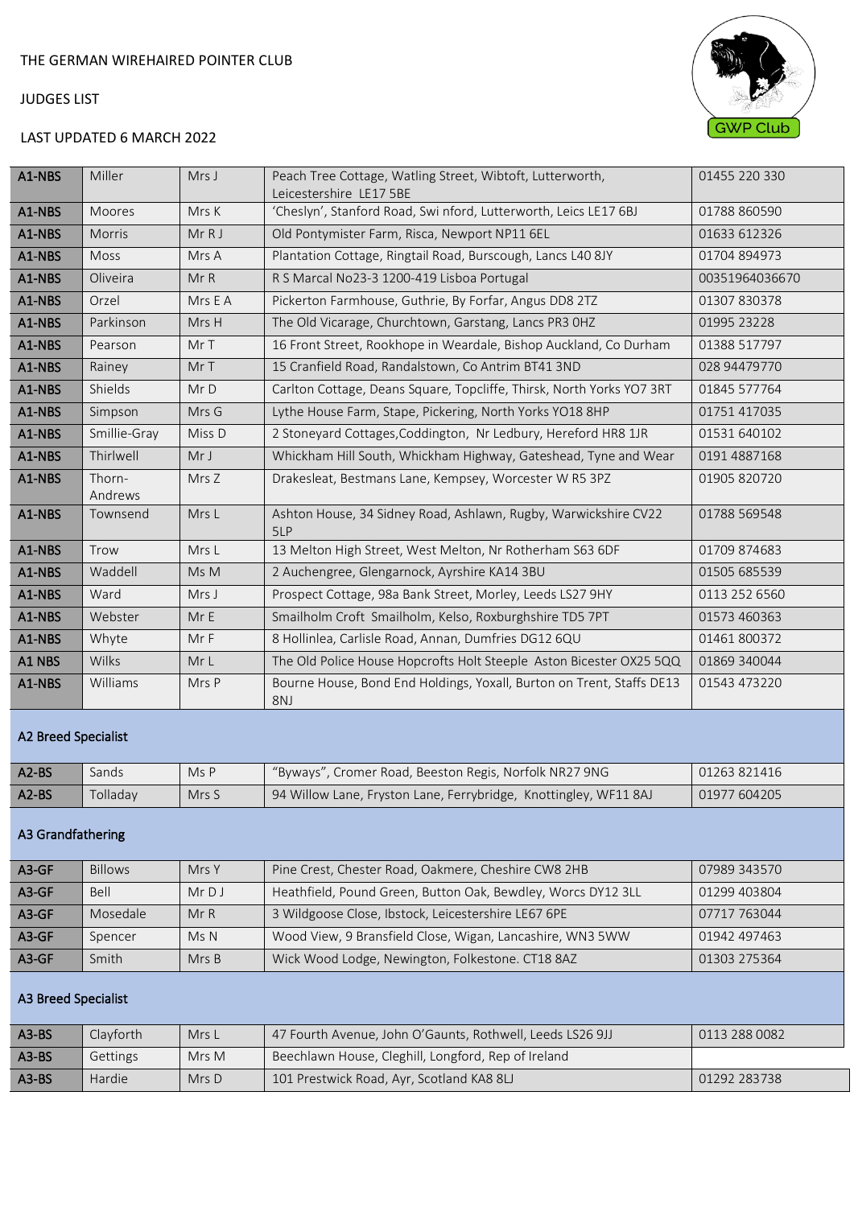THE GERMAN WIREHAIRED POINTER CLUB

JUDGES LIST

LAST UPDATED 6 MARCH 2022

| | | | | |
|---|---|---|---|---|
| **A1-NBS** | Miller | Mrs J | Peach Tree Cottage, Watling Street, Wibtoft, Lutterworth, Leicestershire LE17 5BE | 01455 220 330 |
| **A1-NBS** | Moores | Mrs K | 'Cheslyn', Stanford Road, Swi nford, Lutterworth, Leics LE17 6BJ | 01788 860590 |
| **A1-NBS** | Morris | Mr R J | Old Pontymister Farm, Risca, Newport NP11 6EL | 01633 612326 |
| **A1-NBS** | Moss | Mrs A | Plantation Cottage, Ringtail Road, Burscough, Lancs L40 8JY | 01704 894973 |
| **A1-NBS** | Oliveira | Mr R | R S Marcal No23-3 1200-419 Lisboa Portugal | 00351964036670 |
| **A1-NBS** | Orzel | Mrs E A | Pickerton Farmhouse, Guthrie, By Forfar, Angus DD8 2TZ | 01307 830378 |
| **A1-NBS** | Parkinson | Mrs H | The Old Vicarage, Churchtown, Garstang, Lancs PR3 0HZ | 01995 23228 |
| **A1-NBS** | Pearson | Mr T | 16 Front Street, Rookhope in Weardale, Bishop Auckland, Co Durham | 01388 517797 |
| **A1-NBS** | Rainey | Mr T | 15 Cranfield Road, Randalstown, Co Antrim BT41 3ND | 028 94479770 |
| **A1-NBS** | Shields | Mr D | Carlton Cottage, Deans Square, Topcliffe, Thirsk, North Yorks YO7 3RT | 01845 577764 |
| **A1-NBS** | Simpson | Mrs G | Lythe House Farm, Stape, Pickering, North Yorks YO18 8HP | 01751 417035 |
| **A1-NBS** | Smillie-Gray | Miss D | 2 Stoneyard Cottages,Coddington, Nr Ledbury, Hereford HR8 1JR | 01531 640102 |
| **A1-NBS** | Thirlwell | Mr J | Whickham Hill South, Whickham Highway, Gateshead, Tyne and Wear | 0191 4887168 |
| **A1-NBS** | Thorn-Andrews | Mrs Z | Drakesleat, Bestmans Lane, Kempsey, Worcester W R5 3PZ | 01905 820720 |
| **A1-NBS** | Townsend | Mrs L | Ashton House, 34 Sidney Road, Ashlawn, Rugby, Warwickshire CV22 5LP | 01788 569548 |
| **A1-NBS** | Trow | Mrs L | 13 Melton High Street, West Melton, Nr Rotherham S63 6DF | 01709 874683 |
| **A1-NBS** | Waddell | Ms M | 2 Auchengree, Glengarnock, Ayrshire KA14 3BU | 01505 685539 |
| **A1-NBS** | Ward | Mrs J | Prospect Cottage, 98a Bank Street, Morley, Leeds LS27 9HY | 0113 252 6560 |
| **A1-NBS** | Webster | Mr E | Smailholm Croft Smailholm, Kelso, Roxburghshire TD5 7PT | 01573 460363 |
| **A1-NBS** | Whyte | Mr F | 8 Hollinlea, Carlisle Road, Annan, Dumfries DG12 6QU | 01461 800372 |
| **A1 NBS** | Wilks | Mr L | The Old Police House Hopcrofts Holt Steeple Aston Bicester OX25 5QQ | 01869 340044 |
| **A1-NBS** | Williams | Mrs P | Bourne House, Bond End Holdings, Yoxall, Burton on Trent, Staffs DE13 8NJ | 01543 473220 |

## A2 Breed Specialist

| | | | | |
|---|---|---|---|---|
| **A2-BS** | Sands | Ms P | "Byways", Cromer Road, Beeston Regis, Norfolk NR27 9NG | 01263 821416 |
| **A2-BS** | Tolladay | Mrs S | 94 Willow Lane, Fryston Lane, Ferrybridge, Knottingley, WF11 8AJ | 01977 604205 |

## A3 Grandfathering

| | | | | |
|---|---|---|---|---|
| **A3-GF** | Billows | Mrs Y | Pine Crest, Chester Road, Oakmere, Cheshire CW8 2HB | 07989 343570 |
| **A3-GF** | Bell | Mr D J | Heathfield, Pound Green, Button Oak, Bewdley, Worcs DY12 3LL | 01299 403804 |
| **A3-GF** | Mosedale | Mr R | 3 Wildgoose Close, Ibstock, Leicestershire LE67 6PE | 07717 763044 |
| **A3-GF** | Spencer | Ms N | Wood View, 9 Bransfield Close, Wigan, Lancashire, WN3 5WW | 01942 497463 |
| **A3-GF** | Smith | Mrs B | Wick Wood Lodge, Newington, Folkestone. CT18 8AZ | 01303 275364 |

## A3 Breed Specialist

| | | | | |
|---|---|---|---|---|
| **A3-BS** | Clayforth | Mrs L | 47 Fourth Avenue, John O'Gaunts, Rothwell, Leeds LS26 9JJ | 0113 288 0082 |
| **A3-BS** | Gettings | Mrs M | Beechlawn House, Cleghill, Longford, Rep of Ireland | |
| **A3-BS** | Hardie | Mrs D | 101 Prestwick Road, Ayr, Scotland KA8 8LJ | 01292 283738 |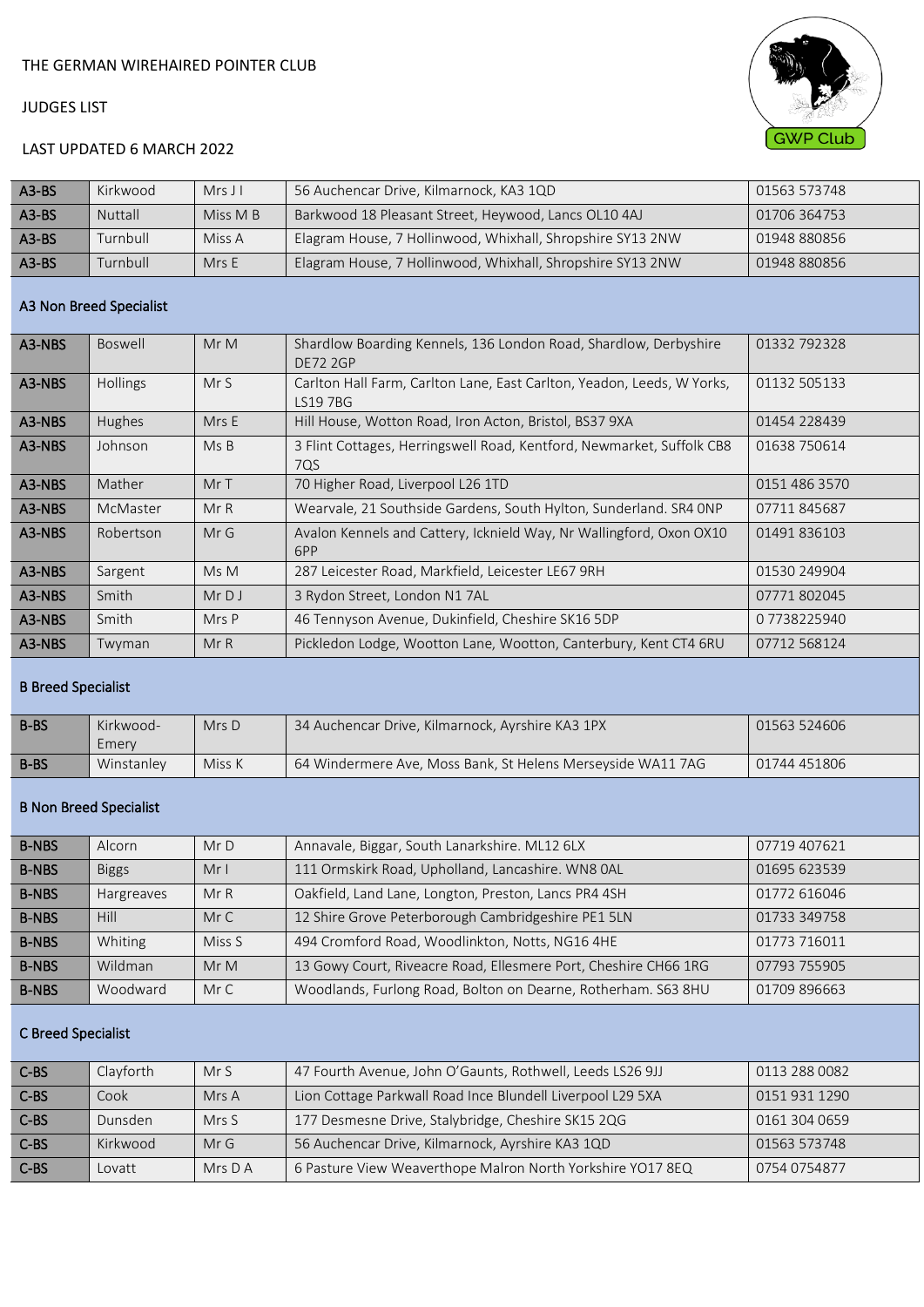THE GERMAN WIREHAIRED POINTER CLUB

JUDGES LIST

LAST UPDATED 6 MARCH 2022

| | | | | |
|---|---|---|---|---|
| A3-BS | Kirkwood | Mrs J I | 56 Auchencar Drive, Kilmarnock, KA3 1QD | 01563 573748 |
| A3-BS | Nuttall | Miss M B | Barkwood 18 Pleasant Street, Heywood, Lancs OL10 4AJ | 01706 364753 |
| A3-BS | Turnbull | Miss A | Elagram House, 7 Hollinwood, Whixhall, Shropshire SY13 2NW | 01948 880856 |
| A3-BS | Turnbull | Mrs E | Elagram House, 7 Hollinwood, Whixhall, Shropshire SY13 2NW | 01948 880856 |

## A3 Non Breed Specialist

| | | | | |
|---|---|---|---|---|
| A3-NBS | Boswell | Mr M | Shardlow Boarding Kennels, 136 London Road, Shardlow, Derbyshire DE72 2GP | 01332 792328 |
| A3-NBS | Hollings | Mr S | Carlton Hall Farm, Carlton Lane, East Carlton, Yeadon, Leeds, W Yorks, LS19 7BG | 01132 505133 |
| A3-NBS | Hughes | Mrs E | Hill House, Wotton Road, Iron Acton, Bristol, BS37 9XA | 01454 228439 |
| A3-NBS | Johnson | Ms B | 3 Flint Cottages, Herringswell Road, Kentford, Newmarket, Suffolk CB8 7QS | 01638 750614 |
| A3-NBS | Mather | Mr T | 70 Higher Road, Liverpool L26 1TD | 0151 486 3570 |
| A3-NBS | McMaster | Mr R | Wearvale, 21 Southside Gardens, South Hylton, Sunderland. SR4 0NP | 07711 845687 |
| A3-NBS | Robertson | Mr G | Avalon Kennels and Cattery, Icknield Way, Nr Wallingford, Oxon OX10 6PP | 01491 836103 |
| A3-NBS | Sargent | Ms M | 287 Leicester Road, Markfield, Leicester LE67 9RH | 01530 249904 |
| A3-NBS | Smith | Mr D J | 3 Rydon Street, London N1 7AL | 07771 802045 |
| A3-NBS | Smith | Mrs P | 46 Tennyson Avenue, Dukinfield, Cheshire SK16 5DP | 0 7738225940 |
| A3-NBS | Twyman | Mr R | Pickledon Lodge, Wootton Lane, Wootton, Canterbury, Kent CT4 6RU | 07712 568124 |

## B Breed Specialist

| | | | | |
|---|---|---|---|---|
| B-BS | Kirkwood-Emery | Mrs D | 34 Auchencar Drive, Kilmarnock, Ayrshire KA3 1PX | 01563 524606 |
| B-BS | Winstanley | Miss K | 64 Windermere Ave, Moss Bank, St Helens Merseyside WA11 7AG | 01744 451806 |

## B Non Breed Specialist

| | | | | |
|---|---|---|---|---|
| B-NBS | Alcorn | Mr D | Annavale, Biggar, South Lanarkshire. ML12 6LX | 07719 407621 |
| B-NBS | Biggs | Mr I | 111 Ormskirk Road, Upholland, Lancashire. WN8 0AL | 01695 623539 |
| B-NBS | Hargreaves | Mr R | Oakfield, Land Lane, Longton, Preston, Lancs PR4 4SH | 01772 616046 |
| B-NBS | Hill | Mr C | 12 Shire Grove Peterborough Cambridgeshire PE1 5LN | 01733 349758 |
| B-NBS | Whiting | Miss S | 494 Cromford Road, Woodlinkton, Notts, NG16 4HE | 01773 716011 |
| B-NBS | Wildman | Mr M | 13 Gowy Court, Riveacre Road, Ellesmere Port, Cheshire CH66 1RG | 07793 755905 |
| B-NBS | Woodward | Mr C | Woodlands, Furlong Road, Bolton on Dearne, Rotherham. S63 8HU | 01709 896663 |

## C Breed Specialist

| | | | | |
|---|---|---|---|---|
| C-BS | Clayforth | Mr S | 47 Fourth Avenue, John O'Gaunts, Rothwell, Leeds LS26 9JJ | 0113 288 0082 |
| C-BS | Cook | Mrs A | Lion Cottage Parkwall Road Ince Blundell Liverpool L29 5XA | 0151 931 1290 |
| C-BS | Dunsden | Mrs S | 177 Desmesne Drive, Stalybridge, Cheshire SK15 2QG | 0161 304 0659 |
| C-BS | Kirkwood | Mr G | 56 Auchencar Drive, Kilmarnock, Ayrshire KA3 1QD | 01563 573748 |
| C-BS | Lovatt | Mrs D A | 6 Pasture View Weaverthope Malron North Yorkshire YO17 8EQ | 0754 0754877 |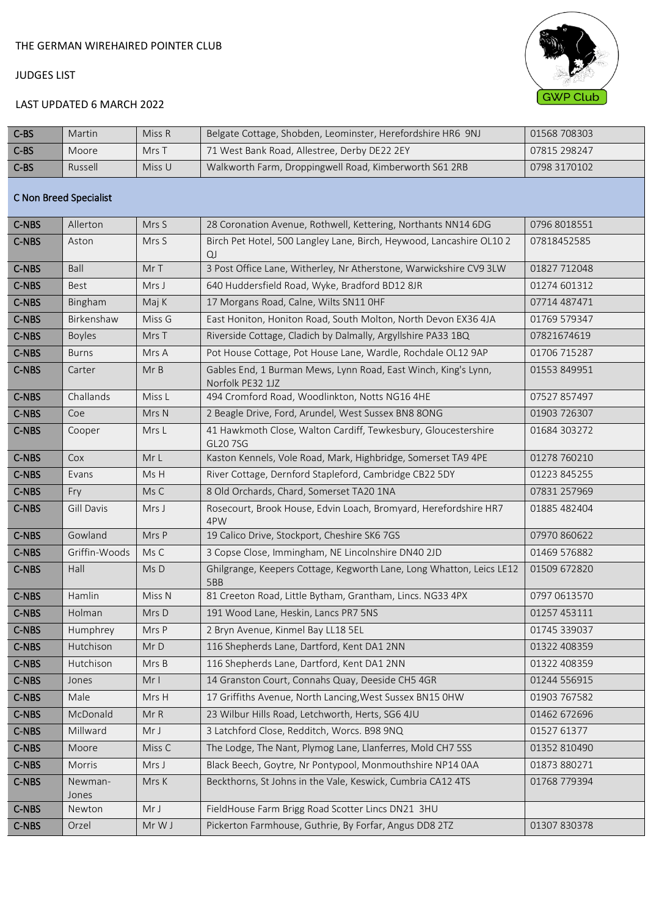THE GERMAN WIREHAIRED POINTER CLUB

JUDGES LIST

LAST UPDATED 6 MARCH 2022

| | | | | |
|---|---|---|---|---|
| C-BS | Martin | Miss R | Belgate Cottage, Shobden, Leominster, Herefordshire HR6 9NJ | 01568 708303 |
| C-BS | Moore | Mrs T | 71 West Bank Road, Allestree, Derby DE22 2EY | 07815 298247 |
| C-BS | Russell | Miss U | Walkworth Farm, Droppingwell Road, Kimberworth S61 2RB | 0798 3170102 |
| **C Non Breed Specialist** | | | | |
| C-NBS | Allerton | Mrs S | 28 Coronation Avenue, Rothwell, Kettering, Northants NN14 6DG | 0796 8018551 |
| C-NBS | Aston | Mrs S | Birch Pet Hotel, 500 Langley Lane, Birch, Heywood, Lancashire OL10 2 QJ | 07818452585 |
| C-NBS | Ball | Mr T | 3 Post Office Lane, Witherley, Nr Atherstone, Warwickshire CV9 3LW | 01827 712048 |
| C-NBS | Best | Mrs J | 640 Huddersfield Road, Wyke, Bradford BD12 8JR | 01274 601312 |
| C-NBS | Bingham | Maj K | 17 Morgans Road, Calne, Wilts SN11 0HF | 07714 487471 |
| C-NBS | Birkenshaw | Miss G | East Honiton, Honiton Road, South Molton, North Devon EX36 4JA | 01769 579347 |
| C-NBS | Boyles | Mrs T | Riverside Cottage, Cladich by Dalmally, Argyllshire PA33 1BQ | 07821674619 |
| C-NBS | Burns | Mrs A | Pot House Cottage, Pot House Lane, Wardle, Rochdale OL12 9AP | 01706 715287 |
| C-NBS | Carter | Mr B | Gables End, 1 Burman Mews, Lynn Road, East Winch, King's Lynn, Norfolk PE32 1JZ | 01553 849951 |
| C-NBS | Challands | Miss L | 494 Cromford Road, Woodlinkton, Notts NG16 4HE | 07527 857497 |
| C-NBS | Coe | Mrs N | 2 Beagle Drive, Ford, Arundel, West Sussex BN8 8ONG | 01903 726307 |
| C-NBS | Cooper | Mrs L | 41 Hawkmoth Close, Walton Cardiff, Tewkesbury, Gloucestershire GL20 7SG | 01684 303272 |
| C-NBS | Cox | Mr L | Kaston Kennels, Vole Road, Mark, Highbridge, Somerset TA9 4PE | 01278 760210 |
| C-NBS | Evans | Ms H | River Cottage, Dernford Stapleford, Cambridge CB22 5DY | 01223 845255 |
| C-NBS | Fry | Ms C | 8 Old Orchards, Chard, Somerset TA20 1NA | 07831 257969 |
| C-NBS | Gill Davis | Mrs J | Rosecourt, Brook House, Edvin Loach, Bromyard, Herefordshire HR7 4PW | 01885 482404 |
| C-NBS | Gowland | Mrs P | 19 Calico Drive, Stockport, Cheshire SK6 7GS | 07970 860622 |
| C-NBS | Griffin-Woods | Ms C | 3 Copse Close, Immingham, NE Lincolnshire DN40 2JD | 01469 576882 |
| C-NBS | Hall | Ms D | Ghilgrange, Keepers Cottage, Kegworth Lane, Long Whatton, Leics LE12 5BB | 01509 672820 |
| C-NBS | Hamlin | Miss N | 81 Creeton Road, Little Bytham, Grantham, Lincs. NG33 4PX | 0797 0613570 |
| C-NBS | Holman | Mrs D | 191 Wood Lane, Heskin, Lancs PR7 5NS | 01257 453111 |
| C-NBS | Humphrey | Mrs P | 2 Bryn Avenue, Kinmel Bay LL18 5EL | 01745 339037 |
| C-NBS | Hutchison | Mr D | 116 Shepherds Lane, Dartford, Kent DA1 2NN | 01322 408359 |
| C-NBS | Hutchison | Mrs B | 116 Shepherds Lane, Dartford, Kent DA1 2NN | 01322 408359 |
| C-NBS | Jones | Mr I | 14 Granston Court, Connahs Quay, Deeside CH5 4GR | 01244 556915 |
| C-NBS | Male | Mrs H | 17 Griffiths Avenue, North Lancing,West Sussex BN15 0HW | 01903 767582 |
| C-NBS | McDonald | Mr R | 23 Wilbur Hills Road, Letchworth, Herts, SG6 4JU | 01462 672696 |
| C-NBS | Millward | Mr J | 3 Latchford Close, Redditch, Worcs. B98 9NQ | 01527 61377 |
| C-NBS | Moore | Miss C | The Lodge, The Nant, Plymog Lane, Llanferres, Mold CH7 5SS | 01352 810490 |
| C-NBS | Morris | Mrs J | Black Beech, Goytre, Nr Pontypool, Monmouthshire NP14 0AA | 01873 880271 |
| C-NBS | Newman-Jones | Mrs K | Beckthorns, St Johns in the Vale, Keswick, Cumbria CA12 4TS | 01768 779394 |
| C-NBS | Newton | Mr J | FieldHouse Farm Brigg Road Scotter Lincs DN21 3HU | |
| C-NBS | Orzel | Mr W J | Pickerton Farmhouse, Guthrie, By Forfar, Angus DD8 2TZ | 01307 830378 |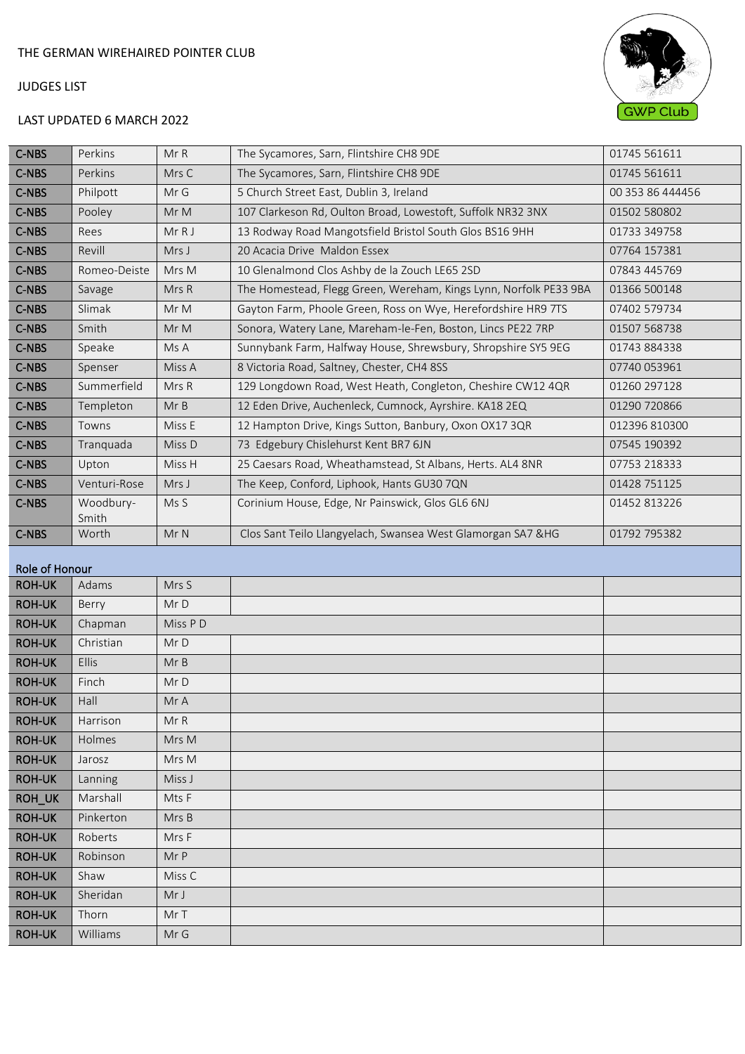THE GERMAN WIREHAIRED POINTER CLUB

JUDGES LIST

LAST UPDATED 6 MARCH 2022

| | | | | |
|---|---|---|---|---|
| C-NBS | Perkins | Mr R | The Sycamores, Sarn, Flintshire CH8 9DE | 01745 561611 |
| C-NBS | Perkins | Mrs C | The Sycamores, Sarn, Flintshire CH8 9DE | 01745 561611 |
| C-NBS | Philpott | Mr G | 5 Church Street East, Dublin 3, Ireland | 00 353 86 444456 |
| C-NBS | Pooley | Mr M | 107 Clarkeson Rd, Oulton Broad, Lowestoft, Suffolk NR32 3NX | 01502 580802 |
| C-NBS | Rees | Mr R J | 13 Rodway Road Mangotsfield Bristol South Glos BS16 9HH | 01733 349758 |
| C-NBS | Revill | Mrs J | 20 Acacia Drive Maldon Essex | 07764 157381 |
| C-NBS | Romeo-Deiste | Mrs M | 10 Glenalmond Clos Ashby de la Zouch LE65 2SD | 07843 445769 |
| C-NBS | Savage | Mrs R | The Homestead, Flegg Green, Wereham, Kings Lynn, Norfolk PE33 9BA | 01366 500148 |
| C-NBS | Slimak | Mr M | Gayton Farm, Phoole Green, Ross on Wye, Herefordshire HR9 7TS | 07402 579734 |
| C-NBS | Smith | Mr M | Sonora, Watery Lane, Mareham-le-Fen, Boston, Lincs PE22 7RP | 01507 568738 |
| C-NBS | Speake | Ms A | Sunnybank Farm, Halfway House, Shrewsbury, Shropshire SY5 9EG | 01743 884338 |
| C-NBS | Spenser | Miss A | 8 Victoria Road, Saltney, Chester, CH4 8SS | 07740 053961 |
| C-NBS | Summerfield | Mrs R | 129 Longdown Road, West Heath, Congleton, Cheshire CW12 4QR | 01260 297128 |
| C-NBS | Templeton | Mr B | 12 Eden Drive, Auchenleck, Cumnock, Ayrshire. KA18 2EQ | 01290 720866 |
| C-NBS | Towns | Miss E | 12 Hampton Drive, Kings Sutton, Banbury, Oxon OX17 3QR | 012396 810300 |
| C-NBS | Tranquada | Miss D | 73 Edgebury Chislehurst Kent BR7 6JN | 07545 190392 |
| C-NBS | Upton | Miss H | 25 Caesars Road, Wheathamstead, St Albans, Herts. AL4 8NR | 07753 218333 |
| C-NBS | Venturi-Rose | Mrs J | The Keep, Conford, Liphook, Hants GU30 7QN | 01428 751125 |
| C-NBS | Woodbury-Smith | Ms S | Corinium House, Edge, Nr Painswick, Glos GL6 6NJ | 01452 813226 |
| C-NBS | Worth | Mr N | Clos Sant Teilo Llangyelach, Swansea West Glamorgan SA7 &HG | 01792 795382 |
| **Role of Honour** | | | | |
| ROH-UK | Adams | Mrs S | | |
| ROH-UK | Berry | Mr D | | |
| ROH-UK | Chapman | Miss P D | | |
| ROH-UK | Christian | Mr D | | |
| ROH-UK | Ellis | Mr B | | |
| ROH-UK | Finch | Mr D | | |
| ROH-UK | Hall | Mr A | | |
| ROH-UK | Harrison | Mr R | | |
| ROH-UK | Holmes | Mrs M | | |
| ROH-UK | Jarosz | Mrs M | | |
| ROH-UK | Lanning | Miss J | | |
| ROH_UK | Marshall | Mts F | | |
| ROH-UK | Pinkerton | Mrs B | | |
| ROH-UK | Roberts | Mrs F | | |
| ROH-UK | Robinson | Mr P | | |
| ROH-UK | Shaw | Miss C | | |
| ROH-UK | Sheridan | Mr J | | |
| ROH-UK | Thorn | Mr T | | |
| ROH-UK | Williams | Mr G | | |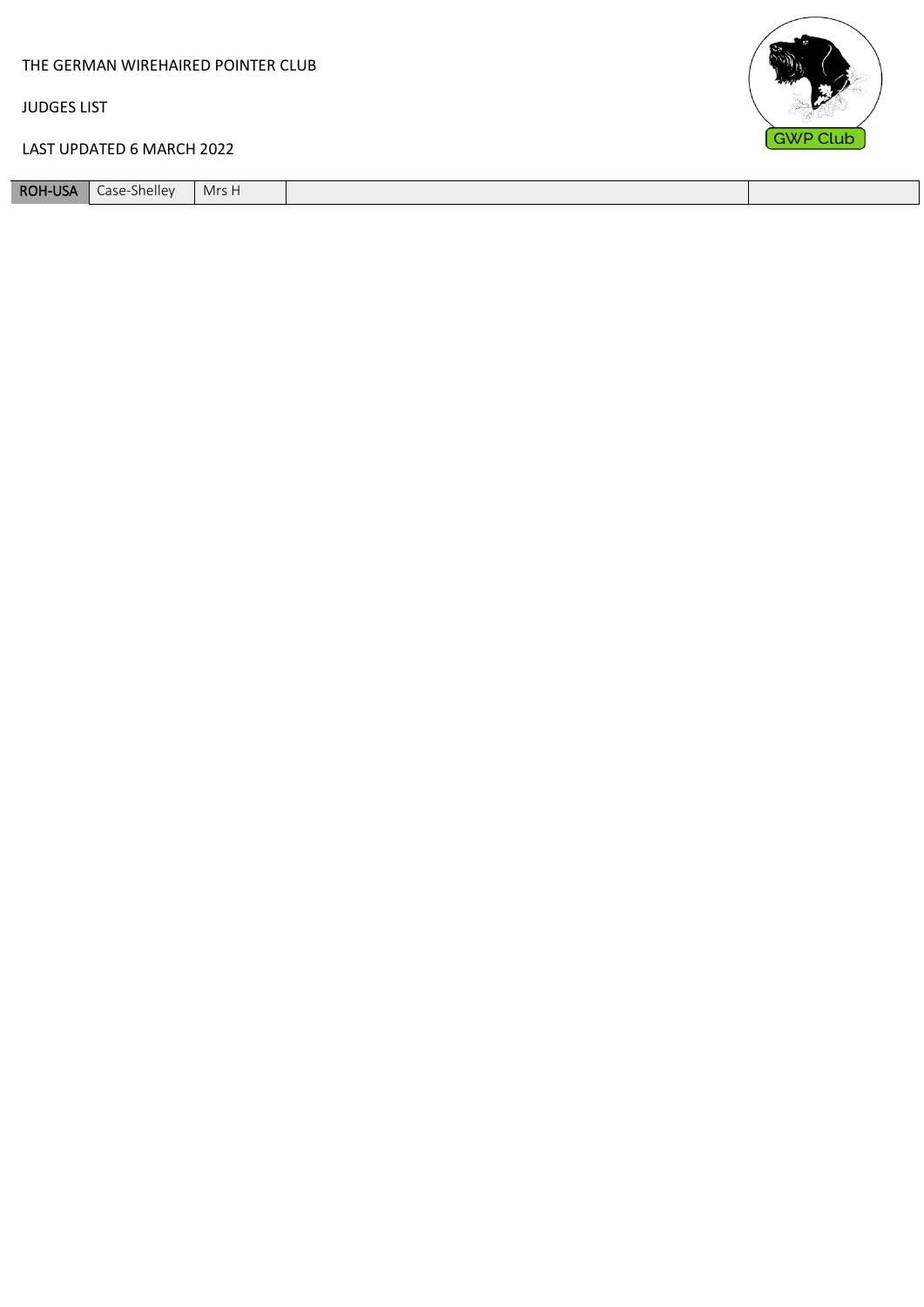| | | | | |
|---|---|---|---|---|
| ROH-USA | Case-Shelley | Mrs H | | |